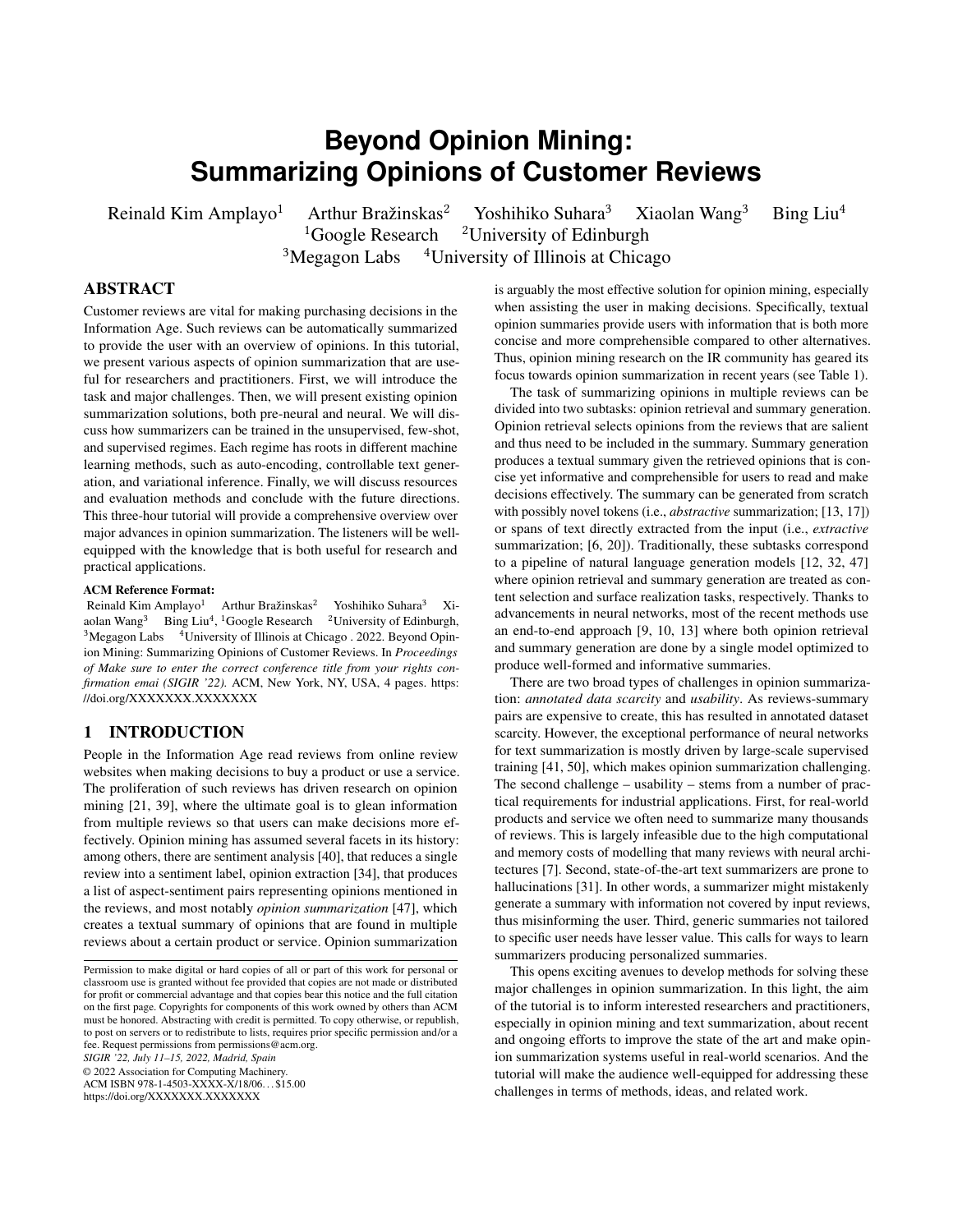# Beyond Opinion Mining: Summarizing Opinions of Customer Reviews

Reinald Kim Amplayo[1] Arthur Bražinskas[2] Yoshihiko Suhara[3] Xiaolan Wang[3] Bing Liu[4]
[1]Google Research [2]University of Edinburgh
[3]Megagon Labs [4]University of Illinois at Chicago

## ABSTRACT

Customer reviews are vital for making purchasing decisions in the Information Age. Such reviews can be automatically summarized to provide the user with an overview of opinions. In this tutorial, we present various aspects of opinion summarization that are useful for researchers and practitioners. First, we will introduce the task and major challenges. Then, we will present existing opinion summarization solutions, both pre-neural and neural. We will discuss how summarizers can be trained in the unsupervised, few-shot, and supervised regimes. Each regime has roots in different machine learning methods, such as auto-encoding, controllable text generation, and variational inference. Finally, we will discuss resources and evaluation methods and conclude with the future directions. This three-hour tutorial will provide a comprehensive overview over major advances in opinion summarization. The listeners will be well-equipped with the knowledge that is both useful for research and practical applications.

**ACM Reference Format:**
Reinald Kim Amplayo[1] Arthur Bražinskas[2] Yoshihiko Suhara[3] Xiaolan Wang[3] Bing Liu[4], [1]Google Research [2]University of Edinburgh, [3]Megagon Labs [4]University of Illinois at Chicago . 2022. Beyond Opinion Mining: Summarizing Opinions of Customer Reviews. In *Proceedings of Make sure to enter the correct conference title from your rights confirmation emai (SIGIR '22).* ACM, New York, NY, USA, 4 pages. https://doi.org/XXXXXXX.XXXXXXX

## 1 INTRODUCTION

People in the Information Age read reviews from online review websites when making decisions to buy a product or use a service. The proliferation of such reviews has driven research on opinion mining [21, 39], where the ultimate goal is to glean information from multiple reviews so that users can make decisions more effectively. Opinion mining has assumed several facets in its history: among others, there are sentiment analysis [40], that reduces a single review into a sentiment label, opinion extraction [34], that produces a list of aspect-sentiment pairs representing opinions mentioned in the reviews, and most notably *opinion summarization* [47], which creates a textual summary of opinions that are found in multiple reviews about a certain product or service. Opinion summarization is arguably the most effective solution for opinion mining, especially when assisting the user in making decisions. Specifically, textual opinion summaries provide users with information that is both more concise and more comprehensible compared to other alternatives. Thus, opinion mining research on the IR community has geared its focus towards opinion summarization in recent years (see Table 1).

The task of summarizing opinions in multiple reviews can be divided into two subtasks: opinion retrieval and summary generation. Opinion retrieval selects opinions from the reviews that are salient and thus need to be included in the summary. Summary generation produces a textual summary given the retrieved opinions that is concise yet informative and comprehensible for users to read and make decisions effectively. The summary can be generated from scratch with possibly novel tokens (i.e., *abstractive* summarization; [13, 17]) or spans of text directly extracted from the input (i.e., *extractive* summarization; [6, 20]). Traditionally, these subtasks correspond to a pipeline of natural language generation models [12, 32, 47] where opinion retrieval and summary generation are treated as content selection and surface realization tasks, respectively. Thanks to advancements in neural networks, most of the recent methods use an end-to-end approach [9, 10, 13] where both opinion retrieval and summary generation are done by a single model optimized to produce well-formed and informative summaries.

There are two broad types of challenges in opinion summarization: *annotated data scarcity* and *usability*. As reviews-summary pairs are expensive to create, this has resulted in annotated dataset scarcity. However, the exceptional performance of neural networks for text summarization is mostly driven by large-scale supervised training [41, 50], which makes opinion summarization challenging. The second challenge – usability – stems from a number of practical requirements for industrial applications. First, for real-world products and service we often need to summarize many thousands of reviews. This is largely infeasible due to the high computational and memory costs of modelling that many reviews with neural architectures [7]. Second, state-of-the-art text summarizers are prone to hallucinations [31]. In other words, a summarizer might mistakenly generate a summary with information not covered by input reviews, thus misinforming the user. Third, generic summaries not tailored to specific user needs have lesser value. This calls for ways to learn summarizers producing personalized summaries.

This opens exciting avenues to develop methods for solving these major challenges in opinion summarization. In this light, the aim of the tutorial is to inform interested researchers and practitioners, especially in opinion mining and text summarization, about recent and ongoing efforts to improve the state of the art and make opinion summarization systems useful in real-world scenarios. And the tutorial will make the audience well-equipped for addressing these challenges in terms of methods, ideas, and related work.

Permission to make digital or hard copies of all or part of this work for personal or classroom use is granted without fee provided that copies are not made or distributed for profit or commercial advantage and that copies bear this notice and the full citation on the first page. Copyrights for components of this work owned by others than ACM must be honored. Abstracting with credit is permitted. To copy otherwise, or republish, to post on servers or to redistribute to lists, requires prior specific permission and/or a fee. Request permissions from permissions@acm.org.
*SIGIR '22, July 11–15, 2022, Madrid, Spain*
© 2022 Association for Computing Machinery.
ACM ISBN 978-1-4503-XXXX-X/18/06...$15.00
https://doi.org/XXXXXXX.XXXXXXX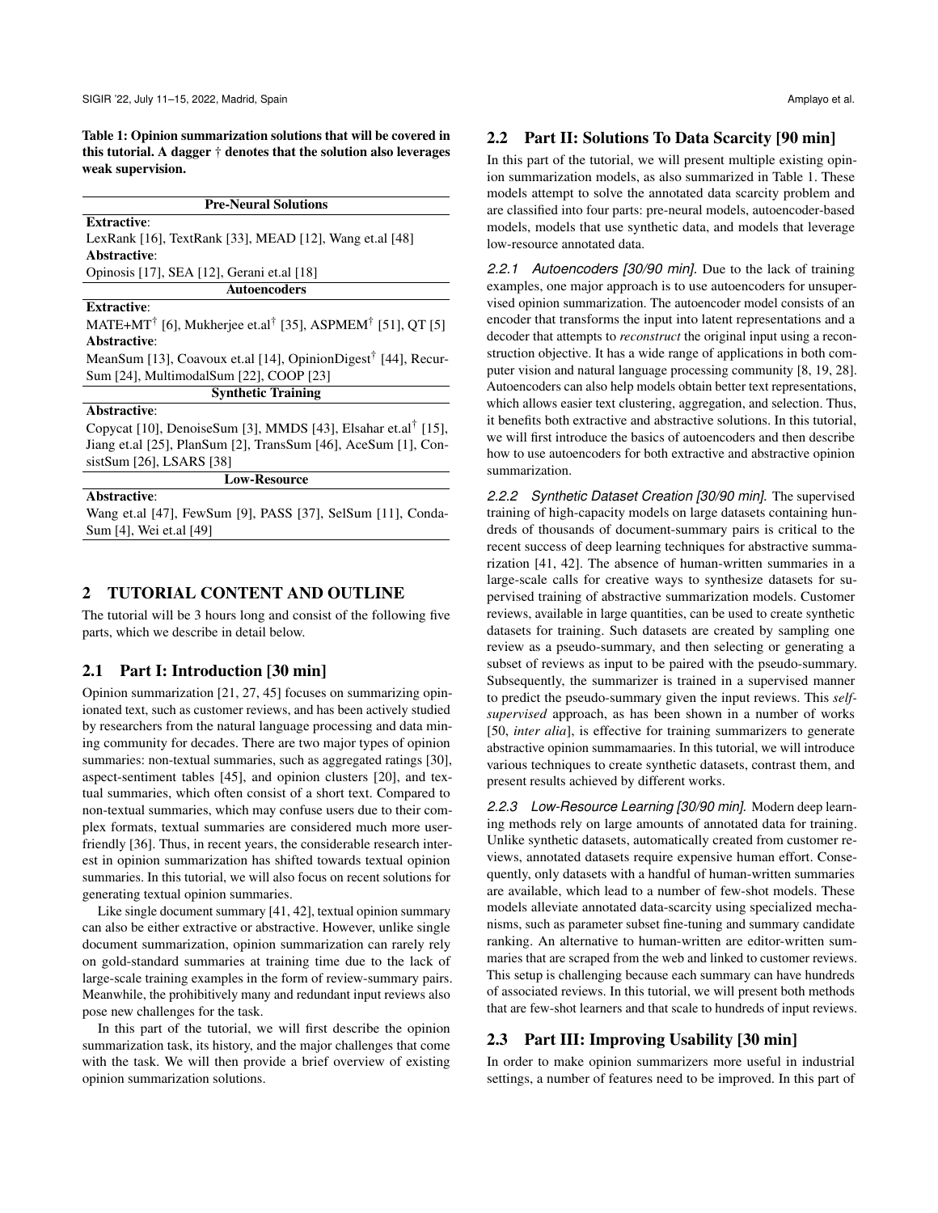**Table 1: Opinion summarization solutions that will be covered in this tutorial. A dagger † denotes that the solution also leverages weak supervision.**

| Pre-Neural Solutions |
|---|
| **Extractive**: |
| LexRank [16], TextRank [33], MEAD [12], Wang et.al [48] |
| **Abstractive**: |
| Opinosis [17], SEA [12], Gerani et.al [18] |
| **Autoencoders** |
| **Extractive**: |
| MATE+MT† [6], Mukherjee et.al† [35], ASPMEM† [51], QT [5] |
| **Abstractive**: |
| MeanSum [13], Coavoux et.al [14], OpinionDigest† [44], RecurSum [24], MultimodalSum [22], COOP [23] |
| **Synthetic Training** |
| **Abstractive**: |
| Copycat [10], DenoiseSum [3], MMDS [43], Elsahar et.al† [15], Jiang et.al [25], PlanSum [2], TransSum [46], AceSum [1], ConsistSum [26], LSARS [38] |
| **Low-Resource** |
| **Abstractive**: |
| Wang et.al [47], FewSum [9], PASS [37], SelSum [11], CondaSum [4], Wei et.al [49] |

## 2 TUTORIAL CONTENT AND OUTLINE

The tutorial will be 3 hours long and consist of the following five parts, which we describe in detail below.

### 2.1 Part I: Introduction [30 min]

Opinion summarization [21, 27, 45] focuses on summarizing opinionated text, such as customer reviews, and has been actively studied by researchers from the natural language processing and data mining community for decades. There are two major types of opinion summaries: non-textual summaries, such as aggregated ratings [30], aspect-sentiment tables [45], and opinion clusters [20], and textual summaries, which often consist of a short text. Compared to non-textual summaries, which may confuse users due to their complex formats, textual summaries are considered much more user-friendly [36]. Thus, in recent years, the considerable research interest in opinion summarization has shifted towards textual opinion summaries. In this tutorial, we will also focus on recent solutions for generating textual opinion summaries.

Like single document summary [41, 42], textual opinion summary can also be either extractive or abstractive. However, unlike single document summarization, opinion summarization can rarely rely on gold-standard summaries at training time due to the lack of large-scale training examples in the form of review-summary pairs. Meanwhile, the prohibitively many and redundant input reviews also pose new challenges for the task.

In this part of the tutorial, we will first describe the opinion summarization task, its history, and the major challenges that come with the task. We will then provide a brief overview of existing opinion summarization solutions.

### 2.2 Part II: Solutions To Data Scarcity [90 min]

In this part of the tutorial, we will present multiple existing opinion summarization models, as also summarized in Table 1. These models attempt to solve the annotated data scarcity problem and are classified into four parts: pre-neural models, autoencoder-based models, models that use synthetic data, and models that leverage low-resource annotated data.

#### *2.2.1 Autoencoders [30/90 min].*

Due to the lack of training examples, one major approach is to use autoencoders for unsupervised opinion summarization. The autoencoder model consists of an encoder that transforms the input into latent representations and a decoder that attempts to *reconstruct* the original input using a reconstruction objective. It has a wide range of applications in both computer vision and natural language processing community [8, 19, 28]. Autoencoders can also help models obtain better text representations, which allows easier text clustering, aggregation, and selection. Thus, it benefits both extractive and abstractive solutions. In this tutorial, we will first introduce the basics of autoencoders and then describe how to use autoencoders for both extractive and abstractive opinion summarization.

#### *2.2.2 Synthetic Dataset Creation [30/90 min].*

The supervised training of high-capacity models on large datasets containing hundreds of thousands of document-summary pairs is critical to the recent success of deep learning techniques for abstractive summarization [41, 42]. The absence of human-written summaries in a large-scale calls for creative ways to synthesize datasets for supervised training of abstractive summarization models. Customer reviews, available in large quantities, can be used to create synthetic datasets for training. Such datasets are created by sampling one review as a pseudo-summary, and then selecting or generating a subset of reviews as input to be paired with the pseudo-summary. Subsequently, the summarizer is trained in a supervised manner to predict the pseudo-summary given the input reviews. This *self-supervised* approach, as has been shown in a number of works [50, *inter alia*], is effective for training summarizers to generate abstractive opinion summamaaries. In this tutorial, we will introduce various techniques to create synthetic datasets, contrast them, and present results achieved by different works.

#### *2.2.3 Low-Resource Learning [30/90 min].*

Modern deep learning methods rely on large amounts of annotated data for training. Unlike synthetic datasets, automatically created from customer reviews, annotated datasets require expensive human effort. Consequently, only datasets with a handful of human-written summaries are available, which lead to a number of few-shot models. These models alleviate annotated data-scarcity using specialized mechanisms, such as parameter subset fine-tuning and summary candidate ranking. An alternative to human-written are editor-written summaries that are scraped from the web and linked to customer reviews. This setup is challenging because each summary can have hundreds of associated reviews. In this tutorial, we will present both methods that are few-shot learners and that scale to hundreds of input reviews.

### 2.3 Part III: Improving Usability [30 min]

In order to make opinion summarizers more useful in industrial settings, a number of features need to be improved. In this part of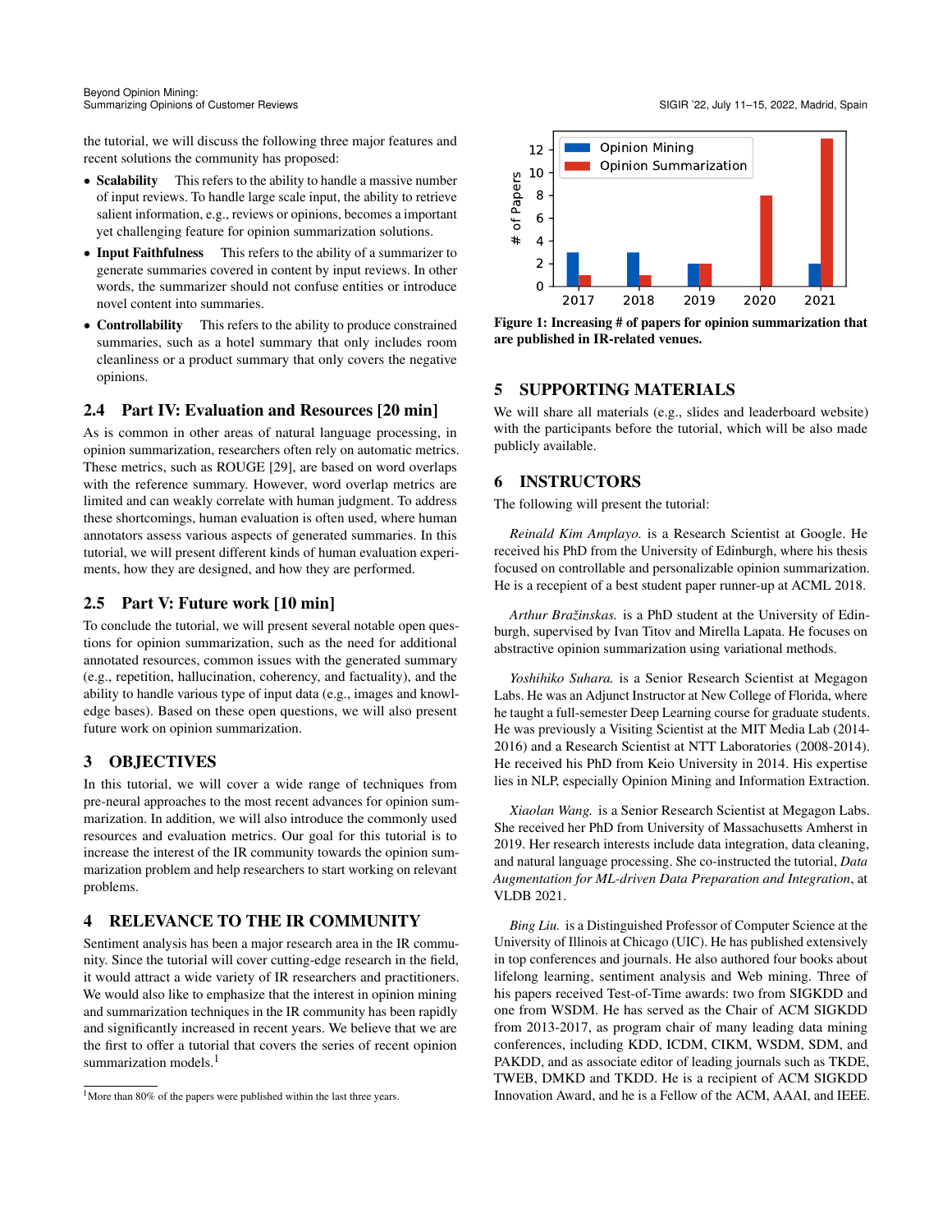the tutorial, we will discuss the following three major features and recent solutions the community has proposed:

- **Scalability** This refers to the ability to handle a massive number of input reviews. To handle large scale input, the ability to retrieve salient information, e.g., reviews or opinions, becomes a important yet challenging feature for opinion summarization solutions.
- **Input Faithfulness** This refers to the ability of a summarizer to generate summaries covered in content by input reviews. In other words, the summarizer should not confuse entities or introduce novel content into summaries.
- **Controllability** This refers to the ability to produce constrained summaries, such as a hotel summary that only includes room cleanliness or a product summary that only covers the negative opinions.

### 2.4 Part IV: Evaluation and Resources [20 min]

As is common in other areas of natural language processing, in opinion summarization, researchers often rely on automatic metrics. These metrics, such as ROUGE [29], are based on word overlaps with the reference summary. However, word overlap metrics are limited and can weakly correlate with human judgment. To address these shortcomings, human evaluation is often used, where human annotators assess various aspects of generated summaries. In this tutorial, we will present different kinds of human evaluation experiments, how they are designed, and how they are performed.

### 2.5 Part V: Future work [10 min]

To conclude the tutorial, we will present several notable open questions for opinion summarization, such as the need for additional annotated resources, common issues with the generated summary (e.g., repetition, hallucination, coherency, and factuality), and the ability to handle various type of input data (e.g., images and knowledge bases). Based on these open questions, we will also present future work on opinion summarization.

## 3 OBJECTIVES

In this tutorial, we will cover a wide range of techniques from pre-neural approaches to the most recent advances for opinion summarization. In addition, we will also introduce the commonly used resources and evaluation metrics. Our goal for this tutorial is to increase the interest of the IR community towards the opinion summarization problem and help researchers to start working on relevant problems.

## 4 RELEVANCE TO THE IR COMMUNITY

Sentiment analysis has been a major research area in the IR community. Since the tutorial will cover cutting-edge research in the field, it would attract a wide variety of IR researchers and practitioners. We would also like to emphasize that the interest in opinion mining and summarization techniques in the IR community has been rapidly and significantly increased in recent years. We believe that we are the first to offer a tutorial that covers the series of recent opinion summarization models.[1]

[1]More than 80% of the papers were published within the last three years.

**Figure 1: Increasing # of papers for opinion summarization that are published in IR-related venues.**

## 5 SUPPORTING MATERIALS

We will share all materials (e.g., slides and leaderboard website) with the participants before the tutorial, which will be also made publicly available.

## 6 INSTRUCTORS

The following will present the tutorial:

*Reinald Kim Amplayo.* is a Research Scientist at Google. He received his PhD from the University of Edinburgh, where his thesis focused on controllable and personalizable opinion summarization. He is a recepient of a best student paper runner-up at ACML 2018.

*Arthur Bražinskas.* is a PhD student at the University of Edinburgh, supervised by Ivan Titov and Mirella Lapata. He focuses on abstractive opinion summarization using variational methods.

*Yoshihiko Suhara.* is a Senior Research Scientist at Megagon Labs. He was an Adjunct Instructor at New College of Florida, where he taught a full-semester Deep Learning course for graduate students. He was previously a Visiting Scientist at the MIT Media Lab (2014-2016) and a Research Scientist at NTT Laboratories (2008-2014). He received his PhD from Keio University in 2014. His expertise lies in NLP, especially Opinion Mining and Information Extraction.

*Xiaolan Wang.* is a Senior Research Scientist at Megagon Labs. She received her PhD from University of Massachusetts Amherst in 2019. Her research interests include data integration, data cleaning, and natural language processing. She co-instructed the tutorial, *Data Augmentation for ML-driven Data Preparation and Integration*, at VLDB 2021.

*Bing Liu.* is a Distinguished Professor of Computer Science at the University of Illinois at Chicago (UIC). He has published extensively in top conferences and journals. He also authored four books about lifelong learning, sentiment analysis and Web mining. Three of his papers received Test-of-Time awards: two from SIGKDD and one from WSDM. He has served as the Chair of ACM SIGKDD from 2013-2017, as program chair of many leading data mining conferences, including KDD, ICDM, CIKM, WSDM, SDM, and PAKDD, and as associate editor of leading journals such as TKDE, TWEB, DMKD and TKDD. He is a recipient of ACM SIGKDD Innovation Award, and he is a Fellow of the ACM, AAAI, and IEEE.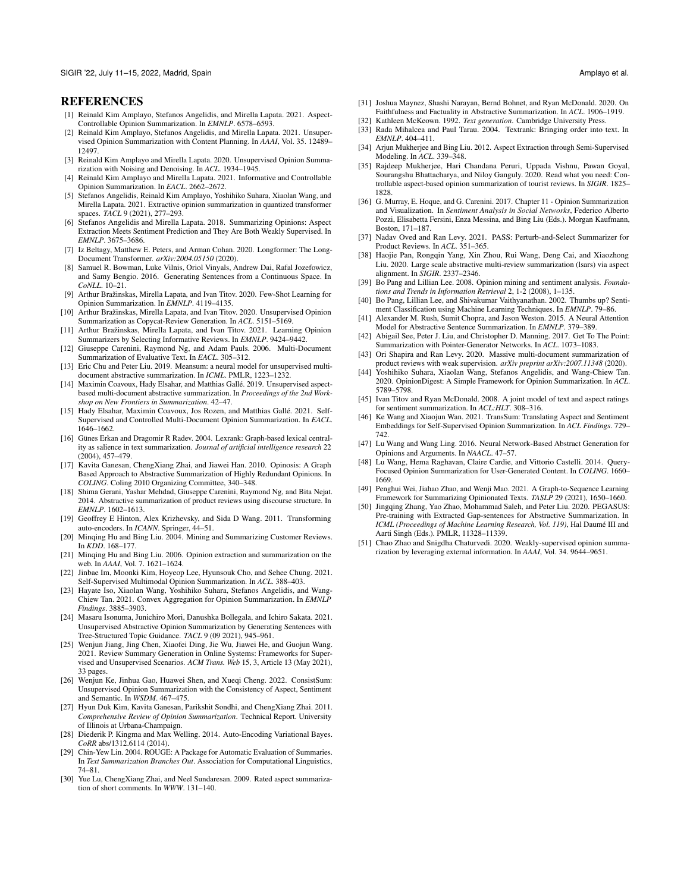# REFERENCES

- [1] Reinald Kim Amplayo, Stefanos Angelidis, and Mirella Lapata. 2021. Aspect-Controllable Opinion Summarization. In *EMNLP*. 6578–6593.
- [2] Reinald Kim Amplayo, Stefanos Angelidis, and Mirella Lapata. 2021. Unsupervised Opinion Summarization with Content Planning. In *AAAI*, Vol. 35. 12489–12497.
- [3] Reinald Kim Amplayo and Mirella Lapata. 2020. Unsupervised Opinion Summarization with Noising and Denoising. In *ACL*. 1934–1945.
- [4] Reinald Kim Amplayo and Mirella Lapata. 2021. Informative and Controllable Opinion Summarization. In *EACL*. 2662–2672.
- [5] Stefanos Angelidis, Reinald Kim Amplayo, Yoshihiko Suhara, Xiaolan Wang, and Mirella Lapata. 2021. Extractive opinion summarization in quantized transformer spaces. *TACL* 9 (2021), 277–293.
- [6] Stefanos Angelidis and Mirella Lapata. 2018. Summarizing Opinions: Aspect Extraction Meets Sentiment Prediction and They Are Both Weakly Supervised. In *EMNLP*. 3675–3686.
- [7] Iz Beltagy, Matthew E. Peters, and Arman Cohan. 2020. Longformer: The Long-Document Transformer. *arXiv:2004.05150* (2020).
- [8] Samuel R. Bowman, Luke Vilnis, Oriol Vinyals, Andrew Dai, Rafal Jozefowicz, and Samy Bengio. 2016. Generating Sentences from a Continuous Space. In *CoNLL*. 10–21.
- [9] Arthur Bražinskas, Mirella Lapata, and Ivan Titov. 2020. Few-Shot Learning for Opinion Summarization. In *EMNLP*. 4119–4135.
- [10] Arthur Bražinskas, Mirella Lapata, and Ivan Titov. 2020. Unsupervised Opinion Summarization as Copycat-Review Generation. In *ACL*. 5151–5169.
- [11] Arthur Bražinskas, Mirella Lapata, and Ivan Titov. 2021. Learning Opinion Summarizers by Selecting Informative Reviews. In *EMNLP*. 9424–9442.
- [12] Giuseppe Carenini, Raymond Ng, and Adam Pauls. 2006. Multi-Document Summarization of Evaluative Text. In *EACL*. 305–312.
- [13] Eric Chu and Peter Liu. 2019. Meansum: a neural model for unsupervised multi-document abstractive summarization. In *ICML*. PMLR, 1223–1232.
- [14] Maximin Coavoux, Hady Elsahar, and Matthias Gallé. 2019. Unsupervised aspect-based multi-document abstractive summarization. In *Proceedings of the 2nd Workshop on New Frontiers in Summarization*. 42–47.
- [15] Hady Elsahar, Maximin Coavoux, Jos Rozen, and Matthias Gallé. 2021. Self-Supervised and Controlled Multi-Document Opinion Summarization. In *EACL*. 1646–1662.
- [16] Günes Erkan and Dragomir R Radev. 2004. Lexrank: Graph-based lexical centrality as salience in text summarization. *Journal of artificial intelligence research* 22 (2004), 457–479.
- [17] Kavita Ganesan, ChengXiang Zhai, and Jiawei Han. 2010. Opinosis: A Graph Based Approach to Abstractive Summarization of Highly Redundant Opinions. In *COLING*. Coling 2010 Organizing Committee, 340–348.
- [18] Shima Gerani, Yashar Mehdad, Giuseppe Carenini, Raymond Ng, and Bita Nejat. 2014. Abstractive summarization of product reviews using discourse structure. In *EMNLP*. 1602–1613.
- [19] Geoffrey E Hinton, Alex Krizhevsky, and Sida D Wang. 2011. Transforming auto-encoders. In *ICANN*. Springer, 44–51.
- [20] Minqing Hu and Bing Liu. 2004. Mining and Summarizing Customer Reviews. In *KDD*. 168–177.
- [21] Minqing Hu and Bing Liu. 2006. Opinion extraction and summarization on the web. In *AAAI*, Vol. 7. 1621–1624.
- [22] Jinbae Im, Moonki Kim, Hoyeop Lee, Hyunsouk Cho, and Sehee Chung. 2021. Self-Supervised Multimodal Opinion Summarization. In *ACL*. 388–403.
- [23] Hayate Iso, Xiaolan Wang, Yoshihiko Suhara, Stefanos Angelidis, and Wang-Chiew Tan. 2021. Convex Aggregation for Opinion Summarization. In *EMNLP Findings*. 3885–3903.
- [24] Masaru Isonuma, Junichiro Mori, Danushka Bollegala, and Ichiro Sakata. 2021. Unsupervised Abstractive Opinion Summarization by Generating Sentences with Tree-Structured Topic Guidance. *TACL* 9 (09 2021), 945–961.
- [25] Wenjun Jiang, Jing Chen, Xiaofei Ding, Jie Wu, Jiawei He, and Guojun Wang. 2021. Review Summary Generation in Online Systems: Frameworks for Supervised and Unsupervised Scenarios. *ACM Trans. Web* 15, 3, Article 13 (May 2021), 33 pages.
- [26] Wenjun Ke, Jinhua Gao, Huawei Shen, and Xueqi Cheng. 2022. ConsistSum: Unsupervised Opinion Summarization with the Consistency of Aspect, Sentiment and Semantic. In *WSDM*. 467–475.
- [27] Hyun Duk Kim, Kavita Ganesan, Parikshit Sondhi, and ChengXiang Zhai. 2011. *Comprehensive Review of Opinion Summarization*. Technical Report. University of Illinois at Urbana-Champaign.
- [28] Diederik P. Kingma and Max Welling. 2014. Auto-Encoding Variational Bayes. *CoRR* abs/1312.6114 (2014).
- [29] Chin-Yew Lin. 2004. ROUGE: A Package for Automatic Evaluation of Summaries. In *Text Summarization Branches Out*. Association for Computational Linguistics, 74–81.
- [30] Yue Lu, ChengXiang Zhai, and Neel Sundaresan. 2009. Rated aspect summarization of short comments. In *WWW*. 131–140.
- [31] Joshua Maynez, Shashi Narayan, Bernd Bohnet, and Ryan McDonald. 2020. On Faithfulness and Factuality in Abstractive Summarization. In *ACL*. 1906–1919.
- [32] Kathleen McKeown. 1992. *Text generation*. Cambridge University Press.
- [33] Rada Mihalcea and Paul Tarau. 2004. Textrank: Bringing order into text. In *EMNLP*. 404–411.
- [34] Arjun Mukherjee and Bing Liu. 2012. Aspect Extraction through Semi-Supervised Modeling. In *ACL*. 339–348.
- [35] Rajdeep Mukherjee, Hari Chandana Peruri, Uppada Vishnu, Pawan Goyal, Sourangshu Bhattacharya, and Niloy Ganguly. 2020. Read what you need: Controllable aspect-based opinion summarization of tourist reviews. In *SIGIR*. 1825–1828.
- [36] G. Murray, E. Hoque, and G. Carenini. 2017. Chapter 11 - Opinion Summarization and Visualization. In *Sentiment Analysis in Social Networks*, Federico Alberto Pozzi, Elisabetta Fersini, Enza Messina, and Bing Liu (Eds.). Morgan Kaufmann, Boston, 171–187.
- [37] Nadav Oved and Ran Levy. 2021. PASS: Perturb-and-Select Summarizer for Product Reviews. In *ACL*. 351–365.
- [38] Haojie Pan, Rongqin Yang, Xin Zhou, Rui Wang, Deng Cai, and Xiaozhong Liu. 2020. Large scale abstractive multi-review summarization (lsars) via aspect alignment. In *SIGIR*. 2337–2346.
- [39] Bo Pang and Lillian Lee. 2008. Opinion mining and sentiment analysis. *Foundations and Trends in Information Retrieval* 2, 1-2 (2008), 1–135.
- [40] Bo Pang, Lillian Lee, and Shivakumar Vaithyanathan. 2002. Thumbs up? Sentiment Classification using Machine Learning Techniques. In *EMNLP*. 79–86.
- [41] Alexander M. Rush, Sumit Chopra, and Jason Weston. 2015. A Neural Attention Model for Abstractive Sentence Summarization. In *EMNLP*. 379–389.
- [42] Abigail See, Peter J. Liu, and Christopher D. Manning. 2017. Get To The Point: Summarization with Pointer-Generator Networks. In *ACL*. 1073–1083.
- [43] Ori Shapira and Ran Levy. 2020. Massive multi-document summarization of product reviews with weak supervision. *arXiv preprint arXiv:2007.11348* (2020).
- [44] Yoshihiko Suhara, Xiaolan Wang, Stefanos Angelidis, and Wang-Chiew Tan. 2020. OpinionDigest: A Simple Framework for Opinion Summarization. In *ACL*. 5789–5798.
- [45] Ivan Titov and Ryan McDonald. 2008. A joint model of text and aspect ratings for sentiment summarization. In *ACL:HLT*. 308–316.
- [46] Ke Wang and Xiaojun Wan. 2021. TransSum: Translating Aspect and Sentiment Embeddings for Self-Supervised Opinion Summarization. In *ACL Findings*. 729–742.
- [47] Lu Wang and Wang Ling. 2016. Neural Network-Based Abstract Generation for Opinions and Arguments. In *NAACL*. 47–57.
- [48] Lu Wang, Hema Raghavan, Claire Cardie, and Vittorio Castelli. 2014. Query-Focused Opinion Summarization for User-Generated Content. In *COLING*. 1660–1669.
- [49] Penghui Wei, Jiahao Zhao, and Wenji Mao. 2021. A Graph-to-Sequence Learning Framework for Summarizing Opinionated Texts. *TASLP* 29 (2021), 1650–1660.
- [50] Jingqing Zhang, Yao Zhao, Mohammad Saleh, and Peter Liu. 2020. PEGASUS: Pre-training with Extracted Gap-sentences for Abstractive Summarization. In *ICML (Proceedings of Machine Learning Research, Vol. 119)*, Hal Daumé III and Aarti Singh (Eds.). PMLR, 11328–11339.
- [51] Chao Zhao and Snigdha Chaturvedi. 2020. Weakly-supervised opinion summarization by leveraging external information. In *AAAI*, Vol. 34. 9644–9651.